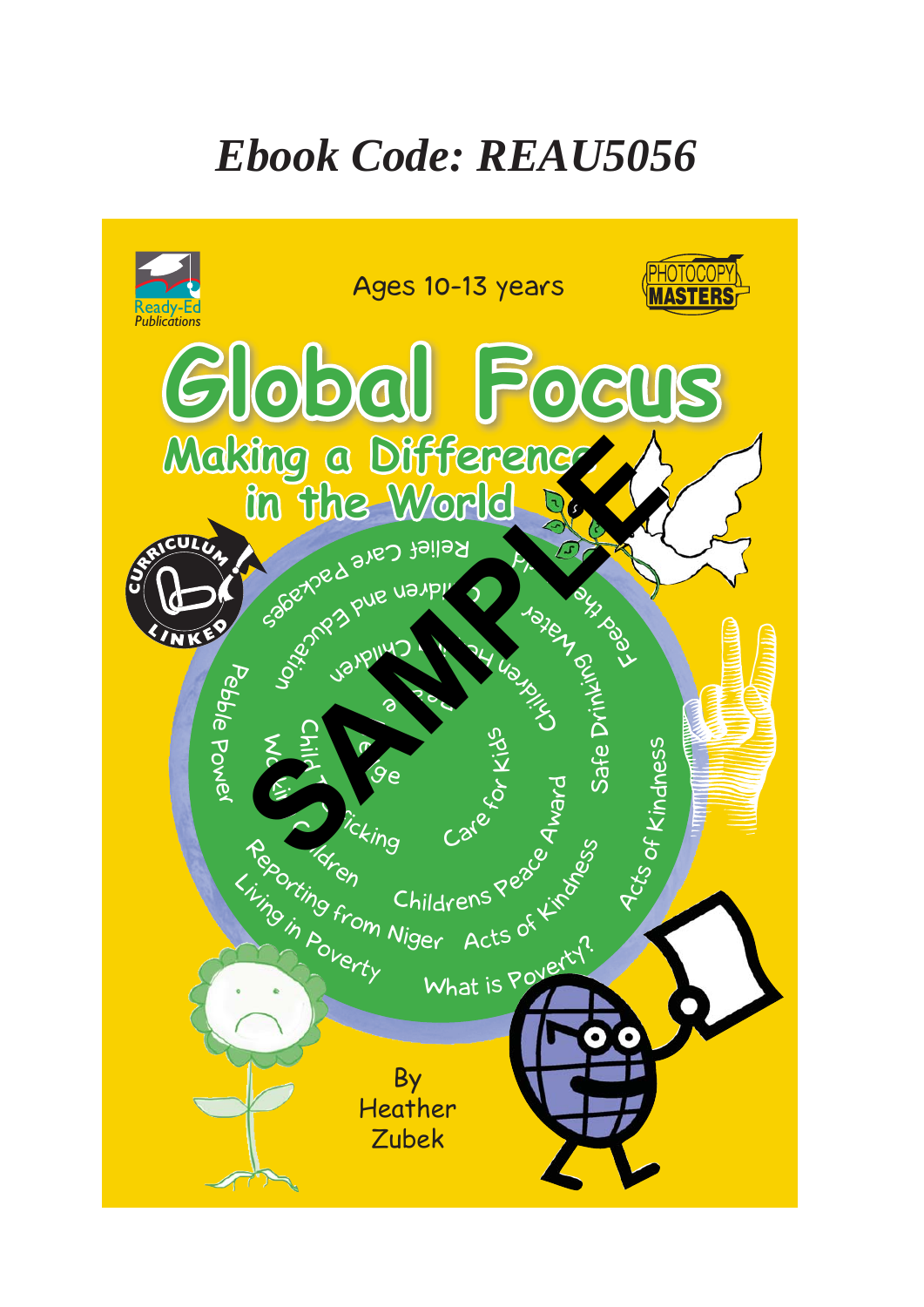# Ebook Code: REAU5056

Ready-Ed Publications

Ages 10-13 years

PHOTOCOPY MASTERS

# Global Focus

## Making a Difference in the World

CURRICULUM LINKED

By
Heather
Zubek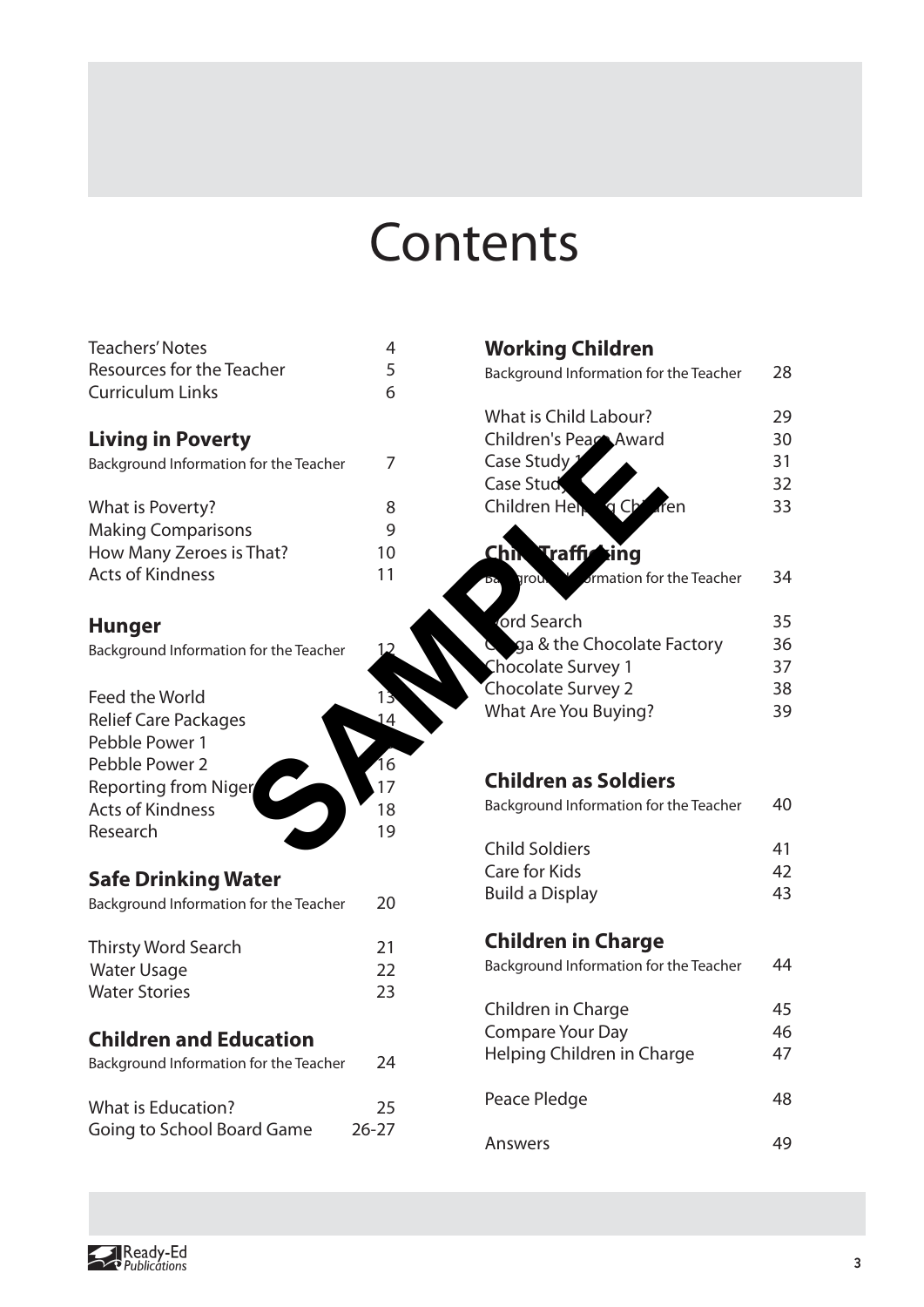# Contents

| | |
|---|---|
| Teachers' Notes | 4 |
| Resources for the Teacher | 5 |
| Curriculum Links | 6 |

## Living in Poverty

| | |
|---|---|
| Background Information for the Teacher | 7 |
| What is Poverty? | 8 |
| Making Comparisons | 9 |
| How Many Zeroes is That? | 10 |
| Acts of Kindness | 11 |

## Hunger

| | |
|---|---|
| Background Information for the Teacher | 12 |
| Feed the World | 13 |
| Relief Care Packages | 14 |
| Pebble Power 1 | |
| Pebble Power 2 | 16 |
| Reporting from Niger | 17 |
| Acts of Kindness | 18 |
| Research | 19 |

## Safe Drinking Water

| | |
|---|---|
| Background Information for the Teacher | 20 |
| Thirsty Word Search | 21 |
| Water Usage | 22 |
| Water Stories | 23 |

## Children and Education

| | |
|---|---|
| Background Information for the Teacher | 24 |
| What is Education? | 25 |
| Going to School Board Game | 26-27 |

## Working Children

| | |
|---|---|
| Background Information for the Teacher | 28 |
| What is Child Labour? | 29 |
| Children's Peace Award | 30 |
| Case Study 1 | 31 |
| Case Study | 32 |
| Children Helping Children | 33 |

## Child Trafficking

| | |
|---|---|
| Background Information for the Teacher | 34 |
| Word Search | 35 |
| ...ga & the Chocolate Factory | 36 |
| Chocolate Survey 1 | 37 |
| Chocolate Survey 2 | 38 |
| What Are You Buying? | 39 |

## Children as Soldiers

| | |
|---|---|
| Background Information for the Teacher | 40 |
| Child Soldiers | 41 |
| Care for Kids | 42 |
| Build a Display | 43 |

## Children in Charge

| | |
|---|---|
| Background Information for the Teacher | 44 |
| Children in Charge | 45 |
| Compare Your Day | 46 |
| Helping Children in Charge | 47 |

| | |
|---|---|
| Peace Pledge | 48 |
| Answers | 49 |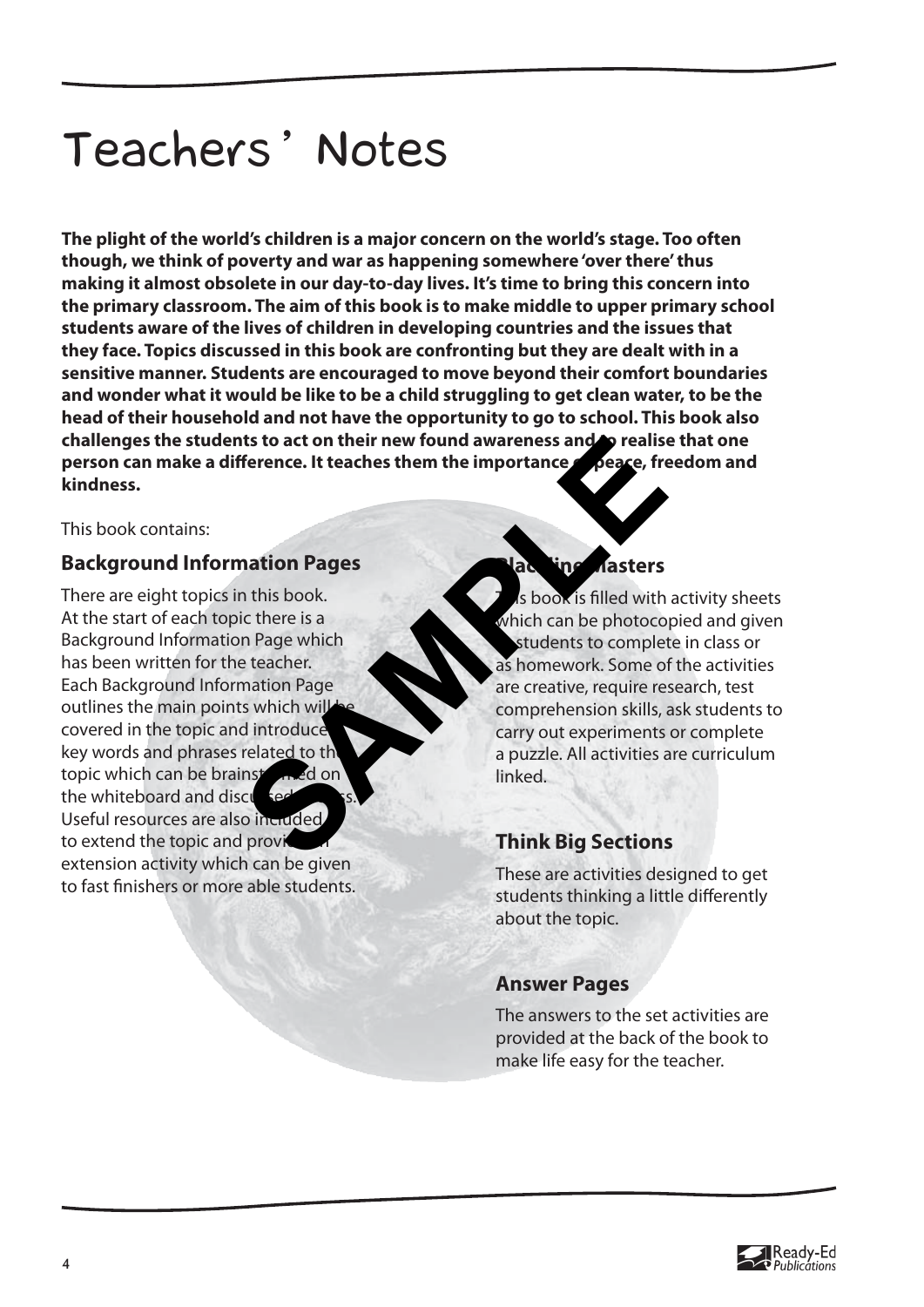# Teachers' Notes

**The plight of the world's children is a major concern on the world's stage. Too often though, we think of poverty and war as happening somewhere 'over there' thus making it almost obsolete in our day-to-day lives. It's time to bring this concern into the primary classroom. The aim of this book is to make middle to upper primary school students aware of the lives of children in developing countries and the issues that they face. Topics discussed in this book are confronting but they are dealt with in a sensitive manner. Students are encouraged to move beyond their comfort boundaries and wonder what it would be like to be a child struggling to get clean water, to be the head of their household and not have the opportunity to go to school. This book also challenges the students to act on their new found awareness and to realise that one person can make a difference. It teaches them the importance of peace, freedom and kindness.**

This book contains:

### Background Information Pages

There are eight topics in this book. At the start of each topic there is a Background Information Page which has been written for the teacher. Each Background Information Page outlines the main points which will be covered in the topic and introduces key words and phrases related to the topic which can be brainstormed on the whiteboard and discussed in class. Useful resources are also included to extend the topic and provide an extension activity which can be given to fast finishers or more able students.

### Blackline Masters

This book is filled with activity sheets which can be photocopied and given to students to complete in class or as homework. Some of the activities are creative, require research, test comprehension skills, ask students to carry out experiments or complete a puzzle. All activities are curriculum linked.

### Think Big Sections

These are activities designed to get students thinking a little differently about the topic.

### Answer Pages

The answers to the set activities are provided at the back of the book to make life easy for the teacher.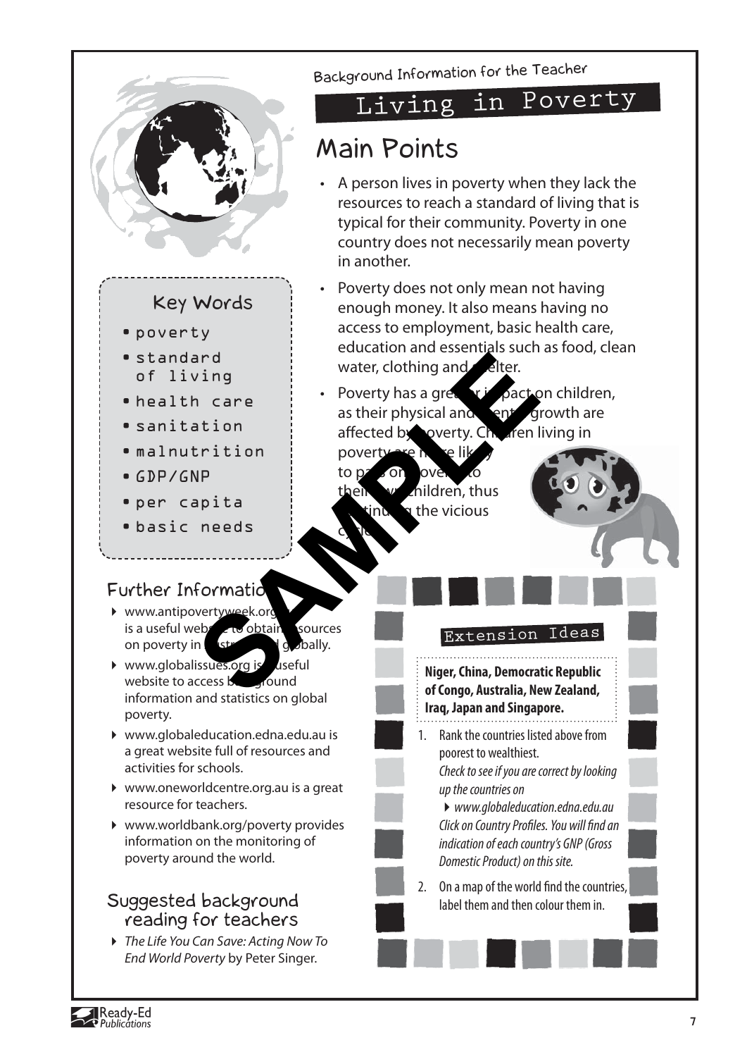Background Information for the Teacher

# Living in Poverty

## Main Points

- A person lives in poverty when they lack the resources to reach a standard of living that is typical for their community. Poverty in one country does not necessarily mean poverty in another.
- Poverty does not only mean not having enough money. It also means having no access to employment, basic health care, education and essentials such as food, clean water, clothing and shelter.
- Poverty has a greater impact on children, as their physical and mental growth are affected by poverty. Children living in poverty are more likely to pass on poverty to their own children, thus continuing the vicious cycle.

### Key Words

- poverty
- standard of living
- health care
- sanitation
- malnutrition
- GDP/GNP
- per capita
- basic needs

### Further Information

- www.antipovertyweek.org is a useful website to obtain resources on poverty in Australia and globally.
- www.globalissues.org is a useful website to access background information and statistics on global poverty.
- www.globaleducation.edna.edu.au is a great website full of resources and activities for schools.
- www.oneworldcentre.org.au is a great resource for teachers.
- www.worldbank.org/poverty provides information on the monitoring of poverty around the world.

### Suggested background reading for teachers

- *The Life You Can Save: Acting Now To End World Poverty* by Peter Singer.

### Extension Ideas

**Niger, China, Democratic Republic of Congo, Australia, New Zealand, Iraq, Japan and Singapore.**

1. Rank the countries listed above from poorest to wealthiest.
   *Check to see if you are correct by looking up the countries on*
   - *www.globaleducation.edna.edu.au*
   *Click on Country Profiles. You will find an indication of each country's GNP (Gross Domestic Product) on this site.*
2. On a map of the world find the countries, label them and then colour them in.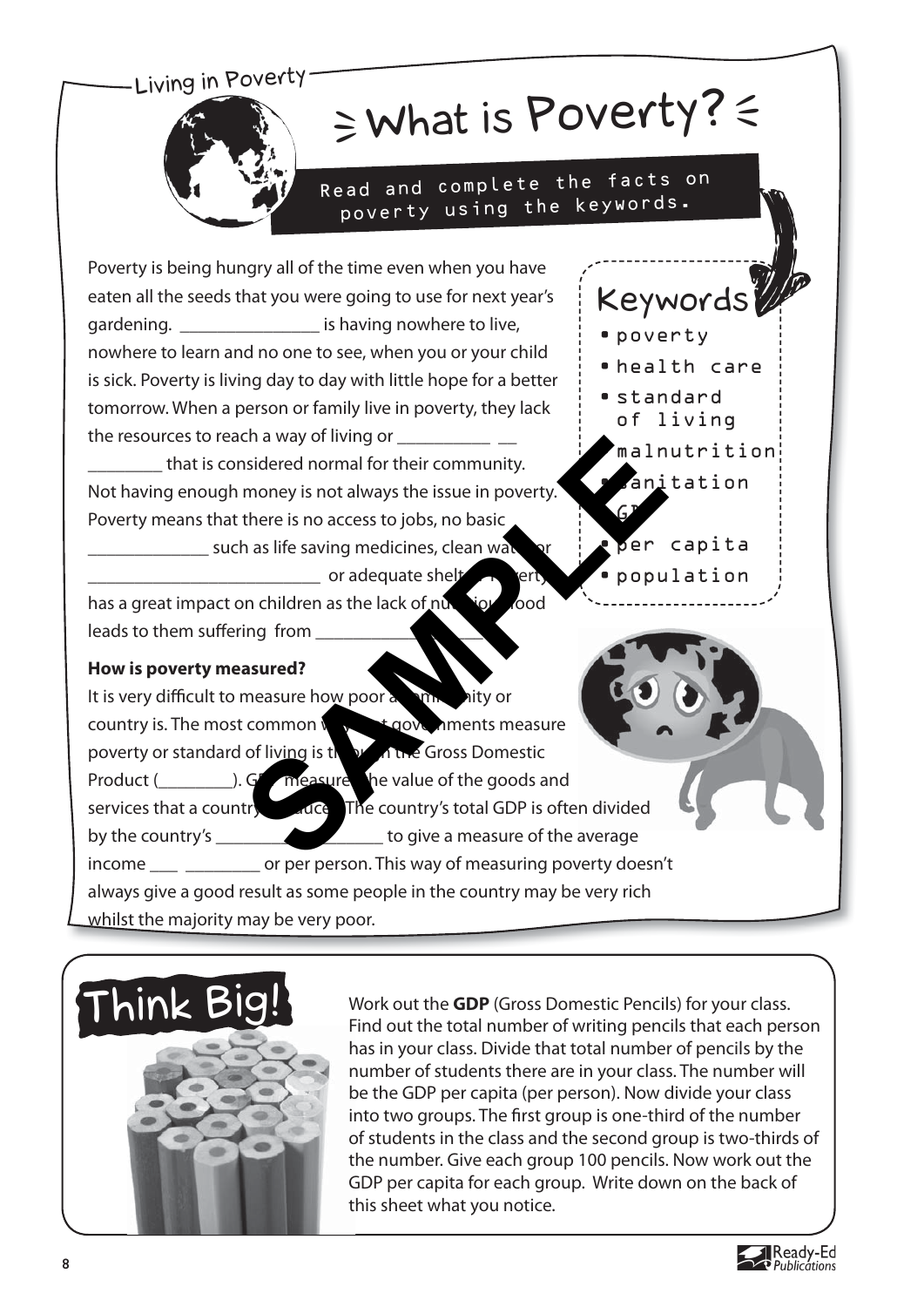Living in Poverty

# What is Poverty?

**Read and complete the facts on poverty using the keywords.**

Poverty is being hungry all of the time even when you have eaten all the seeds that you were going to use for next year's gardening. _______________ is having nowhere to live, nowhere to learn and no one to see, when you or your child is sick. Poverty is living day to day with little hope for a better tomorrow. When a person or family live in poverty, they lack the resources to reach a way of living or __________ __ ________ that is considered normal for their community. Not having enough money is not always the issue in poverty. Poverty means that there is no access to jobs, no basic _____________ such as life saving medicines, clean water or __________________________ or adequate shelter. Poverty has a great impact on children as the lack of nutritional food leads to them suffering from _________________.

## Keywords

- poverty
- health care
- standard of living
- malnutrition
- sanitation
- GDP
- per capita
- population

**How is poverty measured?**

It is very difficult to measure how poor a community or country is. The most common way that governments measure poverty or standard of living is through the Gross Domestic Product (________). GDP measures the value of the goods and services that a country produces. The country's total GDP is often divided by the country's _________________ to give a measure of the average income ___ ________ or per person. This way of measuring poverty doesn't always give a good result as some people in the country may be very rich whilst the majority may be very poor.

## Think Big!

Work out the **GDP** (Gross Domestic Pencils) for your class. Find out the total number of writing pencils that each person has in your class. Divide that total number of pencils by the number of students there are in your class. The number will be the GDP per capita (per person). Now divide your class into two groups. The first group is one-third of the number of students in the class and the second group is two-thirds of the number. Give each group 100 pencils. Now work out the GDP per capita for each group. Write down on the back of this sheet what you notice.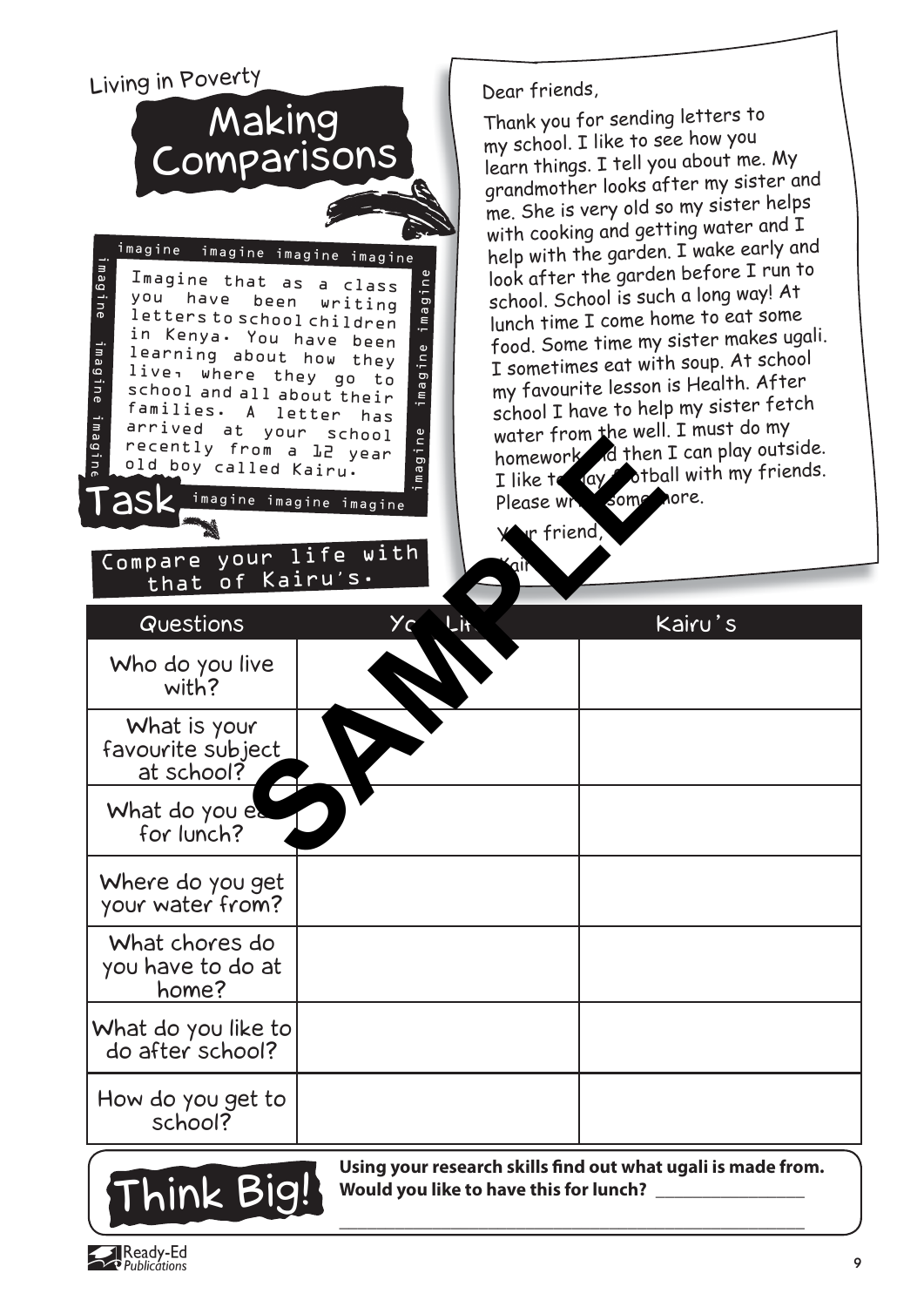Living in Poverty

# Making Comparisons

Imagine that as a class you have been writing letters to school children in Kenya. You have been learning about how they live, where they go to school and all about their families. A letter has arrived at your school recently from a 12 year old boy called Kairu.

## Task

Compare your life with that of Kairu's.

Dear friends,

Thank you for sending letters to my school. I like to see how you learn things. I tell you about me. My grandmother looks after my sister and me. She is very old so my sister helps with cooking and getting water and I help with the garden. I wake early and look after the garden before I run to school. School is such a long way! At lunch time I come home to eat some food. Some time my sister makes ugali. I sometimes eat with soup. At school my favourite lesson is Health. After school I have to help my sister fetch water from the well. I must do my homework and then I can play outside. I like to play football with my friends. Please write some more.

Your friend,

Kairu

| Questions | Your Life | Kairu's |
| --- | --- | --- |
| Who do you live with? | | |
| What is your favourite subject at school? | | |
| What do you eat for lunch? | | |
| Where do you get your water from? | | |
| What chores do you have to do at home? | | |
| What do you like to do after school? | | |
| How do you get to school? | | |

## Think Big!

**Using your research skills find out what ugali is made from. Would you like to have this for lunch?** ______________

______________________________________________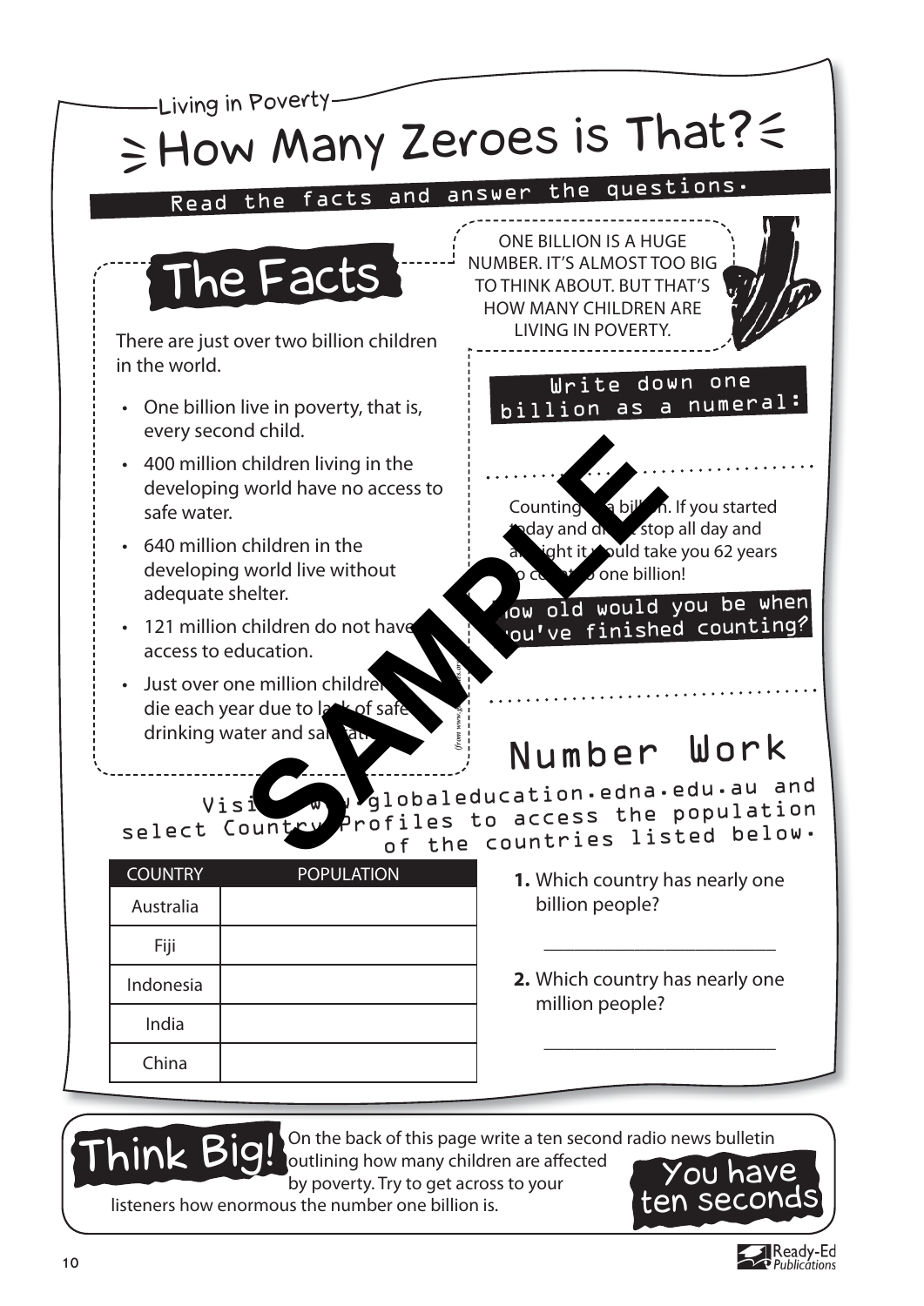Living in Poverty

# How Many Zeroes is That?

**Read the facts and answer the questions.**

## The Facts

There are just over two billion children in the world.

- One billion live in poverty, that is, every second child.
- 400 million children living in the developing world have no access to safe water.
- 640 million children in the developing world live without adequate shelter.
- 121 million children do not have access to education.
- Just over one million children die each year due to lack of safe drinking water and sanitation.

ONE BILLION IS A HUGE NUMBER. IT'S ALMOST TOO BIG TO THINK ABOUT. BUT THAT'S HOW MANY CHILDREN ARE LIVING IN POVERTY.

**Write down one billion as a numeral:**

..................................................

Counting to a billion. If you started today and didn't stop all day and all night it would take you 62 years to count to one billion!

**How old would you be when you've finished counting?**

..................................................

## Number Work

Visit www.globaleducation.edna.edu.au and select Country Profiles to access the population of the countries listed below.

| COUNTRY | POPULATION |
|---|---|
| Australia | |
| Fiji | |
| Indonesia | |
| India | |
| China | |

**1.** Which country has nearly one billion people?

______________________

**2.** Which country has nearly one million people?

______________________

**Think Big!** On the back of this page write a ten second radio news bulletin outlining how many children are affected by poverty. Try to get across to your listeners how enormous the number one billion is.

You have ten seconds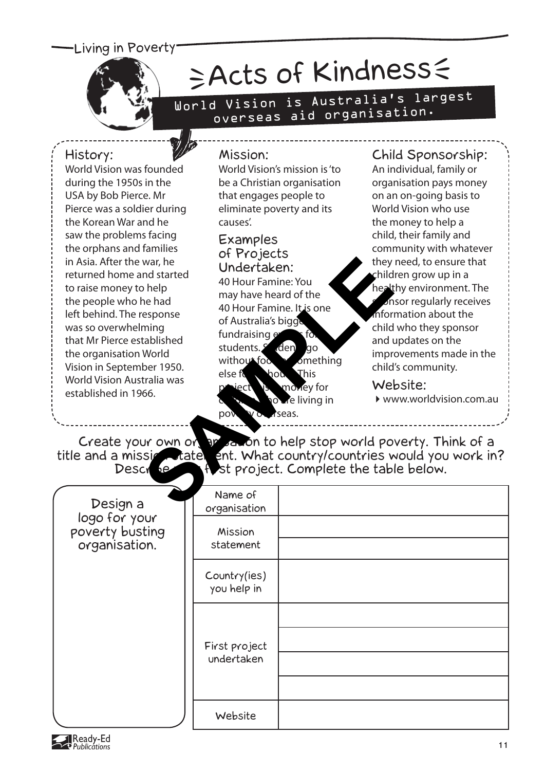Living in Poverty

# Acts of Kindness

**World Vision is Australia's largest overseas aid organisation.**

### History:

World Vision was founded during the 1950s in the USA by Bob Pierce. Mr Pierce was a soldier during the Korean War and he saw the problems facing the orphans and families in Asia. After the war, he returned home and started to raise money to help the people who he had left behind. The response was so overwhelming that Mr Pierce established the organisation World Vision in September 1950. World Vision Australia was established in 1966.

### Mission:

World Vision's mission is 'to be a Christian organisation that engages people to eliminate poverty and its causes'.

### Examples of Projects Undertaken:

40 Hour Famine: You may have heard of the 40 Hour Famine. It is one of Australia's biggest fundraising events for students. Students go without food or something else for 40 hours. This project raises money for children who are living in poverty overseas.

### Child Sponsorship:

An individual, family or organisation pays money on an on-going basis to World Vision who use the money to help a child, their family and community with whatever they need, to ensure that children grow up in a healthy environment. The sponsor regularly receives information about the child who they sponsor and updates on the improvements made in the child's community.

### Website:

- www.worldvision.com.au

Create your own organisation to help stop world poverty. Think of a title and a mission statement. What country/countries would you work in? Describe your first project. Complete the table below.

Design a logo for your poverty busting organisation.

| | |
|---|---|
| Name of organisation | |
| Mission statement | |
| | |
| Country(ies) you help in | |
| First project undertaken | |
| | |
| | |
| | |
| Website | |